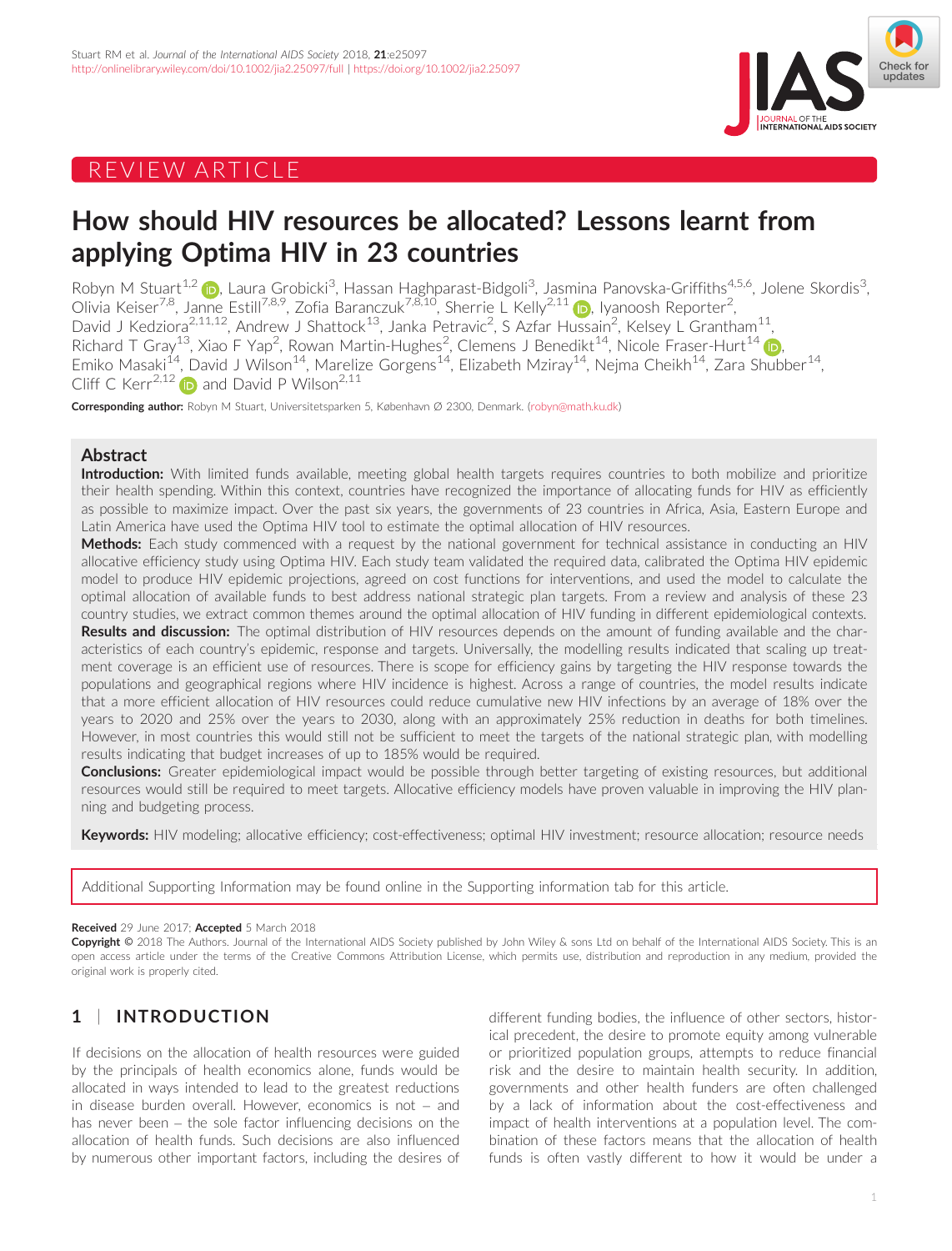REVIEW ARTICLE

# How should HIV resources be allocated? Lessons learnt from applying Optima HIV in 23 countries

Robyn M Stuart[1,2], Laura Grobicki[3], Hassan Haghparast-Bidgoli[3], Jasmina Panovska-Griffiths[4,5,6], Jolene Skordis[3], Olivia Keiser[7,8], Janne Estill[7,8,9], Zofia Baranczuk[7,8,10], Sherrie L Kelly[2,11], Iyanoosh Reporter[2], David J Kedziora[2,11,12], Andrew J Shattock[13], Janka Petravic[2], S Azfar Hussain[2], Kelsey L Grantham[11], Richard T Gray[13], Xiao F Yap[2], Rowan Martin-Hughes[2], Clemens J Benedikt[14], Nicole Fraser-Hurt[14], Emiko Masaki[14], David J Wilson[14], Marelize Gorgens[14], Elizabeth Mziray[14], Nejma Cheikh[14], Zara Shubber[14], Cliff C Kerr[2,12] and David P Wilson[2,11]

**Corresponding author:** Robyn M Stuart, Universitetsparken 5, København Ø 2300, Denmark. (robyn@math.ku.dk)

## Abstract

**Introduction:** With limited funds available, meeting global health targets requires countries to both mobilize and prioritize their health spending. Within this context, countries have recognized the importance of allocating funds for HIV as efficiently as possible to maximize impact. Over the past six years, the governments of 23 countries in Africa, Asia, Eastern Europe and Latin America have used the Optima HIV tool to estimate the optimal allocation of HIV resources.

**Methods:** Each study commenced with a request by the national government for technical assistance in conducting an HIV allocative efficiency study using Optima HIV. Each study team validated the required data, calibrated the Optima HIV epidemic model to produce HIV epidemic projections, agreed on cost functions for interventions, and used the model to calculate the optimal allocation of available funds to best address national strategic plan targets. From a review and analysis of these 23 country studies, we extract common themes around the optimal allocation of HIV funding in different epidemiological contexts.

**Results and discussion:** The optimal distribution of HIV resources depends on the amount of funding available and the characteristics of each country's epidemic, response and targets. Universally, the modelling results indicated that scaling up treatment coverage is an efficient use of resources. There is scope for efficiency gains by targeting the HIV response towards the populations and geographical regions where HIV incidence is highest. Across a range of countries, the model results indicate that a more efficient allocation of HIV resources could reduce cumulative new HIV infections by an average of 18% over the years to 2020 and 25% over the years to 2030, along with an approximately 25% reduction in deaths for both timelines. However, in most countries this would still not be sufficient to meet the targets of the national strategic plan, with modelling results indicating that budget increases of up to 185% would be required.

**Conclusions:** Greater epidemiological impact would be possible through better targeting of existing resources, but additional resources would still be required to meet targets. Allocative efficiency models have proven valuable in improving the HIV planning and budgeting process.

**Keywords:** HIV modeling; allocative efficiency; cost-effectiveness; optimal HIV investment; resource allocation; resource needs

Additional Supporting Information may be found online in the Supporting information tab for this article.

**Received** 29 June 2017; **Accepted** 5 March 2018

**Copyright** © 2018 The Authors. Journal of the International AIDS Society published by John Wiley & sons Ltd on behalf of the International AIDS Society. This is an open access article under the terms of the Creative Commons Attribution License, which permits use, distribution and reproduction in any medium, provided the original work is properly cited.

## 1 | INTRODUCTION

If decisions on the allocation of health resources were guided by the principals of health economics alone, funds would be allocated in ways intended to lead to the greatest reductions in disease burden overall. However, economics is not – and has never been – the sole factor influencing decisions on the allocation of health funds. Such decisions are also influenced by numerous other important factors, including the desires of different funding bodies, the influence of other sectors, historical precedent, the desire to promote equity among vulnerable or prioritized population groups, attempts to reduce financial risk and the desire to maintain health security. In addition, governments and other health funders are often challenged by a lack of information about the cost-effectiveness and impact of health interventions at a population level. The combination of these factors means that the allocation of health funds is often vastly different to how it would be under a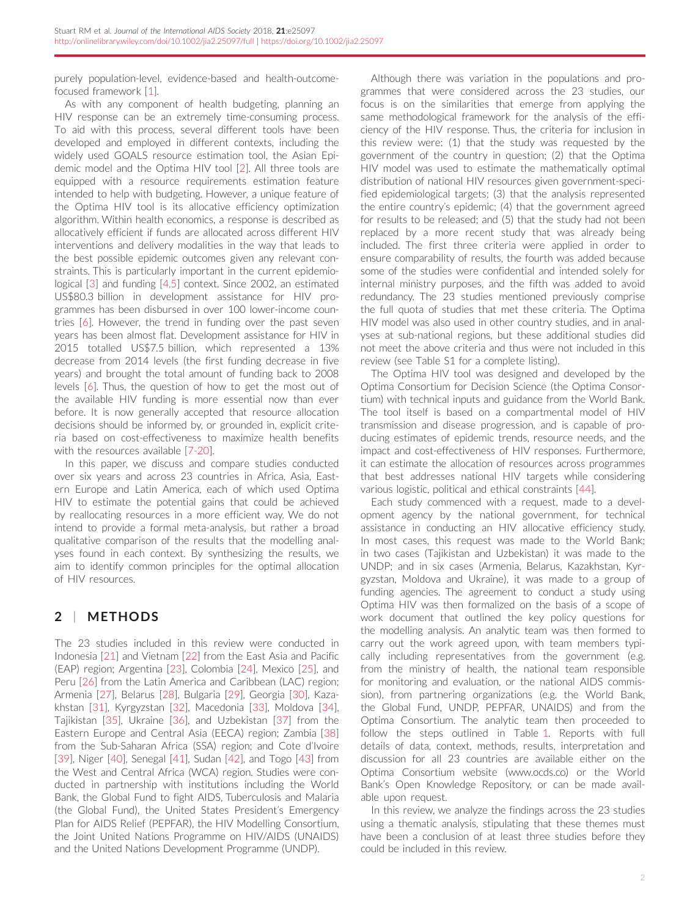purely population-level, evidence-based and health-outcome-focused framework [1].

As with any component of health budgeting, planning an HIV response can be an extremely time-consuming process. To aid with this process, several different tools have been developed and employed in different contexts, including the widely used GOALS resource estimation tool, the Asian Epidemic model and the Optima HIV tool [2]. All three tools are equipped with a resource requirements estimation feature intended to help with budgeting. However, a unique feature of the Optima HIV tool is its allocative efficiency optimization algorithm. Within health economics, a response is described as allocatively efficient if funds are allocated across different HIV interventions and delivery modalities in the way that leads to the best possible epidemic outcomes given any relevant constraints. This is particularly important in the current epidemiological [3] and funding [4,5] context. Since 2002, an estimated US$80.3 billion in development assistance for HIV programmes has been disbursed in over 100 lower-income countries [6]. However, the trend in funding over the past seven years has been almost flat. Development assistance for HIV in 2015 totalled US$7.5 billion, which represented a 13% decrease from 2014 levels (the first funding decrease in five years) and brought the total amount of funding back to 2008 levels [6]. Thus, the question of how to get the most out of the available HIV funding is more essential now than ever before. It is now generally accepted that resource allocation decisions should be informed by, or grounded in, explicit criteria based on cost-effectiveness to maximize health benefits with the resources available [7-20].

In this paper, we discuss and compare studies conducted over six years and across 23 countries in Africa, Asia, Eastern Europe and Latin America, each of which used Optima HIV to estimate the potential gains that could be achieved by reallocating resources in a more efficient way. We do not intend to provide a formal meta-analysis, but rather a broad qualitative comparison of the results that the modelling analyses found in each context. By synthesizing the results, we aim to identify common principles for the optimal allocation of HIV resources.

## 2 | METHODS

The 23 studies included in this review were conducted in Indonesia [21] and Vietnam [22] from the East Asia and Pacific (EAP) region; Argentina [23], Colombia [24], Mexico [25], and Peru [26] from the Latin America and Caribbean (LAC) region; Armenia [27], Belarus [28], Bulgaria [29], Georgia [30], Kazakhstan [31], Kyrgyzstan [32], Macedonia [33], Moldova [34], Tajikistan [35], Ukraine [36], and Uzbekistan [37] from the Eastern Europe and Central Asia (EECA) region; Zambia [38] from the Sub-Saharan Africa (SSA) region; and Cote d'Ivoire [39], Niger [40], Senegal [41], Sudan [42], and Togo [43] from the West and Central Africa (WCA) region. Studies were conducted in partnership with institutions including the World Bank, the Global Fund to fight AIDS, Tuberculosis and Malaria (the Global Fund), the United States President's Emergency Plan for AIDS Relief (PEPFAR), the HIV Modelling Consortium, the Joint United Nations Programme on HIV/AIDS (UNAIDS) and the United Nations Development Programme (UNDP).

Although there was variation in the populations and programmes that were considered across the 23 studies, our focus is on the similarities that emerge from applying the same methodological framework for the analysis of the efficiency of the HIV response. Thus, the criteria for inclusion in this review were: (1) that the study was requested by the government of the country in question; (2) that the Optima HIV model was used to estimate the mathematically optimal distribution of national HIV resources given government-specified epidemiological targets; (3) that the analysis represented the entire country's epidemic; (4) that the government agreed for results to be released; and (5) that the study had not been replaced by a more recent study that was already being included. The first three criteria were applied in order to ensure comparability of results, the fourth was added because some of the studies were confidential and intended solely for internal ministry purposes, and the fifth was added to avoid redundancy. The 23 studies mentioned previously comprise the full quota of studies that met these criteria. The Optima HIV model was also used in other country studies, and in analyses at sub-national regions, but these additional studies did not meet the above criteria and thus were not included in this review (see Table S1 for a complete listing).

The Optima HIV tool was designed and developed by the Optima Consortium for Decision Science (the Optima Consortium) with technical inputs and guidance from the World Bank. The tool itself is based on a compartmental model of HIV transmission and disease progression, and is capable of producing estimates of epidemic trends, resource needs, and the impact and cost-effectiveness of HIV responses. Furthermore, it can estimate the allocation of resources across programmes that best addresses national HIV targets while considering various logistic, political and ethical constraints [44].

Each study commenced with a request, made to a development agency by the national government, for technical assistance in conducting an HIV allocative efficiency study. In most cases, this request was made to the World Bank; in two cases (Tajikistan and Uzbekistan) it was made to the UNDP; and in six cases (Armenia, Belarus, Kazakhstan, Kyrgyzstan, Moldova and Ukraine), it was made to a group of funding agencies. The agreement to conduct a study using Optima HIV was then formalized on the basis of a scope of work document that outlined the key policy questions for the modelling analysis. An analytic team was then formed to carry out the work agreed upon, with team members typically including representatives from the government (e.g. from the ministry of health, the national team responsible for monitoring and evaluation, or the national AIDS commission), from partnering organizations (e.g. the World Bank, the Global Fund, UNDP, PEPFAR, UNAIDS) and from the Optima Consortium. The analytic team then proceeded to follow the steps outlined in Table 1. Reports with full details of data, context, methods, results, interpretation and discussion for all 23 countries are available either on the Optima Consortium website (www.ocds.co) or the World Bank's Open Knowledge Repository, or can be made available upon request.

In this review, we analyze the findings across the 23 studies using a thematic analysis, stipulating that these themes must have been a conclusion of at least three studies before they could be included in this review.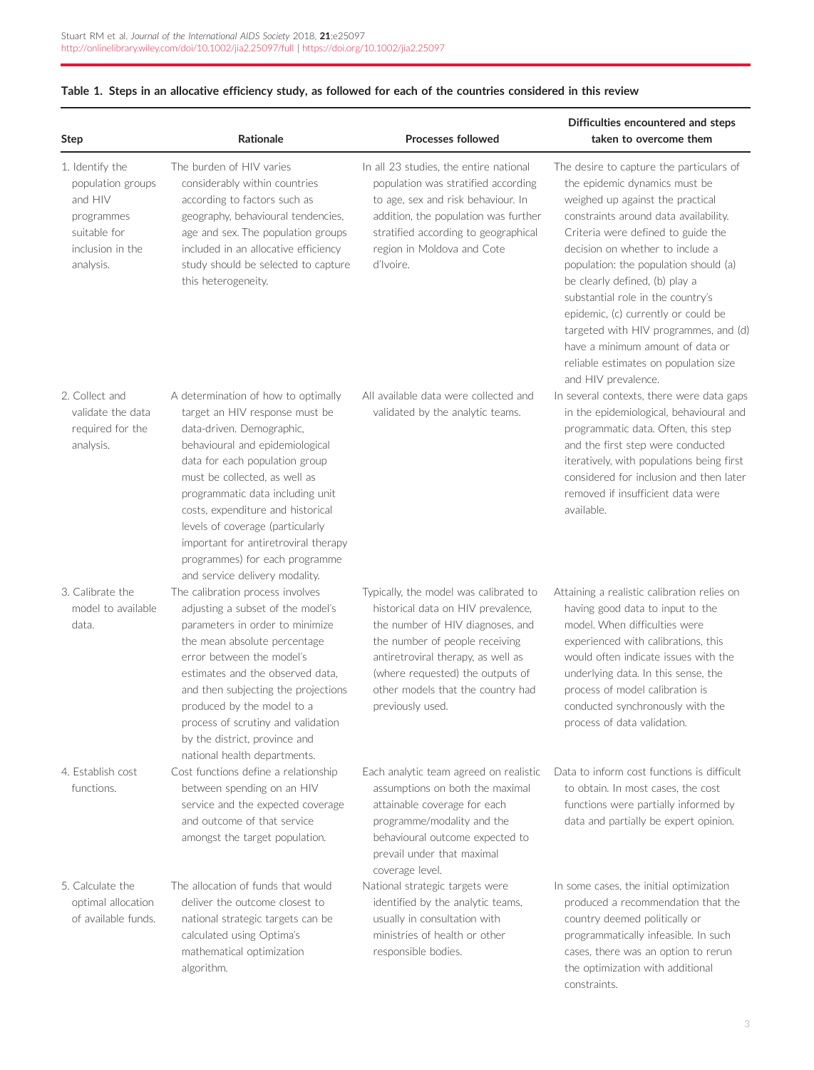**Table 1. Steps in an allocative efficiency study, as followed for each of the countries considered in this review**

| Step | Rationale | Processes followed | Difficulties encountered and steps taken to overcome them |
|---|---|---|---|
| 1. Identify the population groups and HIV programmes suitable for inclusion in the analysis. | The burden of HIV varies considerably within countries according to factors such as geography, behavioural tendencies, age and sex. The population groups included in an allocative efficiency study should be selected to capture this heterogeneity. | In all 23 studies, the entire national population was stratified according to age, sex and risk behaviour. In addition, the population was further stratified according to geographical region in Moldova and Cote d'Ivoire. | The desire to capture the particulars of the epidemic dynamics must be weighed up against the practical constraints around data availability. Criteria were defined to guide the decision on whether to include a population: the population should (a) be clearly defined, (b) play a substantial role in the country's epidemic, (c) currently or could be targeted with HIV programmes, and (d) have a minimum amount of data or reliable estimates on population size and HIV prevalence. |
| 2. Collect and validate the data required for the analysis. | A determination of how to optimally target an HIV response must be data-driven. Demographic, behavioural and epidemiological data for each population group must be collected, as well as programmatic data including unit costs, expenditure and historical levels of coverage (particularly important for antiretroviral therapy programmes) for each programme and service delivery modality. | All available data were collected and validated by the analytic teams. | In several contexts, there were data gaps in the epidemiological, behavioural and programmatic data. Often, this step and the first step were conducted iteratively, with populations being first considered for inclusion and then later removed if insufficient data were available. |
| 3. Calibrate the model to available data. | The calibration process involves adjusting a subset of the model's parameters in order to minimize the mean absolute percentage error between the model's estimates and the observed data, and then subjecting the projections produced by the model to a process of scrutiny and validation by the district, province and national health departments. | Typically, the model was calibrated to historical data on HIV prevalence, the number of HIV diagnoses, and the number of people receiving antiretroviral therapy, as well as (where requested) the outputs of other models that the country had previously used. | Attaining a realistic calibration relies on having good data to input to the model. When difficulties were experienced with calibrations, this would often indicate issues with the underlying data. In this sense, the process of model calibration is conducted synchronously with the process of data validation. |
| 4. Establish cost functions. | Cost functions define a relationship between spending on an HIV service and the expected coverage and outcome of that service amongst the target population. | Each analytic team agreed on realistic assumptions on both the maximal attainable coverage for each programme/modality and the behavioural outcome expected to prevail under that maximal coverage level. | Data to inform cost functions is difficult to obtain. In most cases, the cost functions were partially informed by data and partially be expert opinion. |
| 5. Calculate the optimal allocation of available funds. | The allocation of funds that would deliver the outcome closest to national strategic targets can be calculated using Optima's mathematical optimization algorithm. | National strategic targets were identified by the analytic teams, usually in consultation with ministries of health or other responsible bodies. | In some cases, the initial optimization produced a recommendation that the country deemed politically or programmatically infeasible. In such cases, there was an option to rerun the optimization with additional constraints. |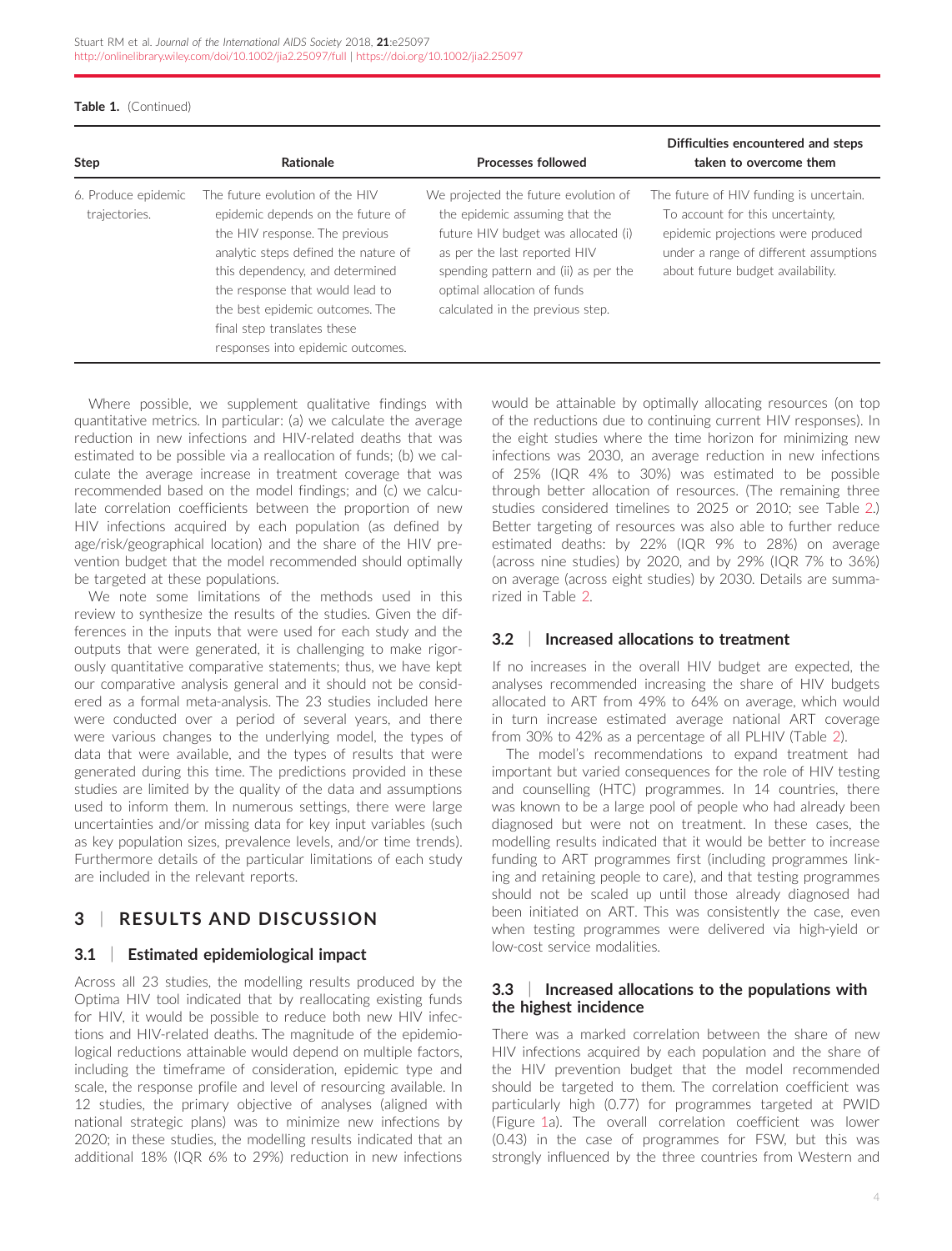**Table 1.** (Continued)

| Step | Rationale | Processes followed | Difficulties encountered and steps taken to overcome them |
|---|---|---|---|
| 6. Produce epidemic trajectories. | The future evolution of the HIV epidemic depends on the future of the HIV response. The previous analytic steps defined the nature of this dependency, and determined the response that would lead to the best epidemic outcomes. The final step translates these responses into epidemic outcomes. | We projected the future evolution of the epidemic assuming that the future HIV budget was allocated (i) as per the last reported HIV spending pattern and (ii) as per the optimal allocation of funds calculated in the previous step. | The future of HIV funding is uncertain. To account for this uncertainty, epidemic projections were produced under a range of different assumptions about future budget availability. |

Where possible, we supplement qualitative findings with quantitative metrics. In particular: (a) we calculate the average reduction in new infections and HIV-related deaths that was estimated to be possible via a reallocation of funds; (b) we calculate the average increase in treatment coverage that was recommended based on the model findings; and (c) we calculate correlation coefficients between the proportion of new HIV infections acquired by each population (as defined by age/risk/geographical location) and the share of the HIV prevention budget that the model recommended should optimally be targeted at these populations.

We note some limitations of the methods used in this review to synthesize the results of the studies. Given the differences in the inputs that were used for each study and the outputs that were generated, it is challenging to make rigorously quantitative comparative statements; thus, we have kept our comparative analysis general and it should not be considered as a formal meta-analysis. The 23 studies included here were conducted over a period of several years, and there were various changes to the underlying model, the types of data that were available, and the types of results that were generated during this time. The predictions provided in these studies are limited by the quality of the data and assumptions used to inform them. In numerous settings, there were large uncertainties and/or missing data for key input variables (such as key population sizes, prevalence levels, and/or time trends). Furthermore details of the particular limitations of each study are included in the relevant reports.

## 3 | RESULTS AND DISCUSSION

### 3.1 | Estimated epidemiological impact

Across all 23 studies, the modelling results produced by the Optima HIV tool indicated that by reallocating existing funds for HIV, it would be possible to reduce both new HIV infections and HIV-related deaths. The magnitude of the epidemiological reductions attainable would depend on multiple factors, including the timeframe of consideration, epidemic type and scale, the response profile and level of resourcing available. In 12 studies, the primary objective of analyses (aligned with national strategic plans) was to minimize new infections by 2020; in these studies, the modelling results indicated that an additional 18% (IQR 6% to 29%) reduction in new infections would be attainable by optimally allocating resources (on top of the reductions due to continuing current HIV responses). In the eight studies where the time horizon for minimizing new infections was 2030, an average reduction in new infections of 25% (IQR 4% to 30%) was estimated to be possible through better allocation of resources. (The remaining three studies considered timelines to 2025 or 2010; see Table 2.) Better targeting of resources was also able to further reduce estimated deaths: by 22% (IQR 9% to 28%) on average (across nine studies) by 2020, and by 29% (IQR 7% to 36%) on average (across eight studies) by 2030. Details are summarized in Table 2.

### 3.2 | Increased allocations to treatment

If no increases in the overall HIV budget are expected, the analyses recommended increasing the share of HIV budgets allocated to ART from 49% to 64% on average, which would in turn increase estimated average national ART coverage from 30% to 42% as a percentage of all PLHIV (Table 2).

The model's recommendations to expand treatment had important but varied consequences for the role of HIV testing and counselling (HTC) programmes. In 14 countries, there was known to be a large pool of people who had already been diagnosed but were not on treatment. In these cases, the modelling results indicated that it would be better to increase funding to ART programmes first (including programmes linking and retaining people to care), and that testing programmes should not be scaled up until those already diagnosed had been initiated on ART. This was consistently the case, even when testing programmes were delivered via high-yield or low-cost service modalities.

### 3.3 | Increased allocations to the populations with the highest incidence

There was a marked correlation between the share of new HIV infections acquired by each population and the share of the HIV prevention budget that the model recommended should be targeted to them. The correlation coefficient was particularly high (0.77) for programmes targeted at PWID (Figure 1a). The overall correlation coefficient was lower (0.43) in the case of programmes for FSW, but this was strongly influenced by the three countries from Western and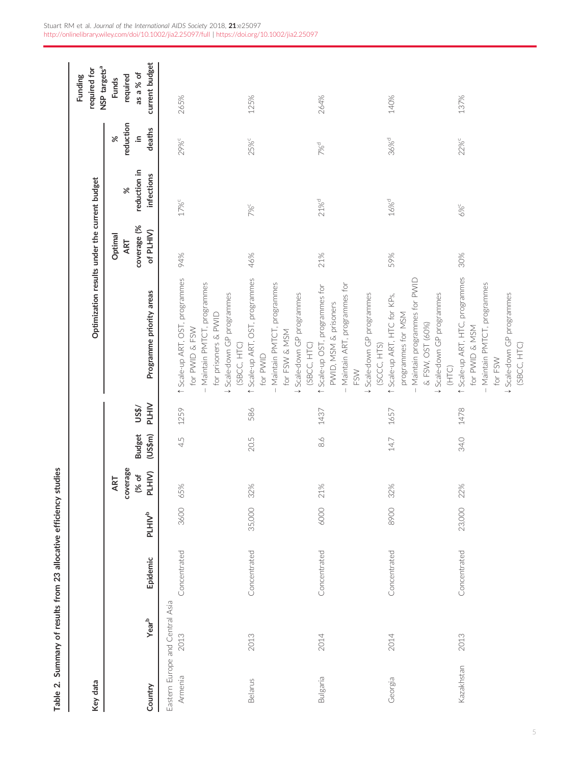Table 2. Summary of results from 23 allocative efficiency studies

| Key data | | | | | | | Optimization results under the current budget | | | | Funding required for NSP targets[a] |
|---|---|---|---|---|---|---|---|---|---|---|---|
| Country | Year[b] | Epidemic | PLHIV[b] | ART coverage (% of PLHIV) | Budget (US$m) | US$/PLHIV | Programme priority areas | Optimal ART coverage (% of PLHIV) | % reduction in infections | % reduction in deaths | Funds required as a % of current budget |
| Eastern Europe and Central Asia | | | | | | | | | | | |
| Armenia | 2013 | Concentrated | 3600 | 65% | 4.5 | 1259 | ↑ Scale-up ART, OST, programmes for PWID & FSW<br>– Maintain PMTCT, programmes for prisoners & PWID<br>↓ Scale-down GP programmes (SBCC, HTC) | 94% | 17%[c] | 29%[c] | 265% |
| Belarus | 2013 | Concentrated | 35,000 | 32% | 20.5 | 586 | ↑ Scale-up ART, OST, programmes for PWID<br>– Maintain PMTCT, programmes for FSW & MSM<br>↓ Scale-down GP programmes (SBCC, HTC) | 46% | 7%[c] | 25%[c] | 125% |
| Bulgaria | 2014 | Concentrated | 6000 | 21% | 8.6 | 1437 | ↑ Scale-up OST, programmes for PWID, MSM & prisoners<br>– Maintain ART, programmes for FSW<br>↓ Scale-down GP programmes (SCCC, HTS) | 21% | 21%[d] | 7%[d] | 264% |
| Georgia | 2014 | Concentrated | 8900 | 32% | 14.7 | 1657 | ↑ Scale-up ART, HTC for KPs, programmes for MSM<br>– Maintain programmes for PWID & FSW, OST (60%)<br>↓ Scale-down GP programmes (HTC) | 59% | 16%[d] | 36%[d] | 140% |
| Kazakhstan | 2013 | Concentrated | 23,000 | 22% | 34.0 | 1478 | ↑ Scale-up ART, HTC, programmes for PWID & MSM<br>– Maintain PMTCT, programmes for FSW<br>↓ Scale-down GP programmes (SBCC, HTC) | 30% | 6%[c] | 22%[c] | 137% |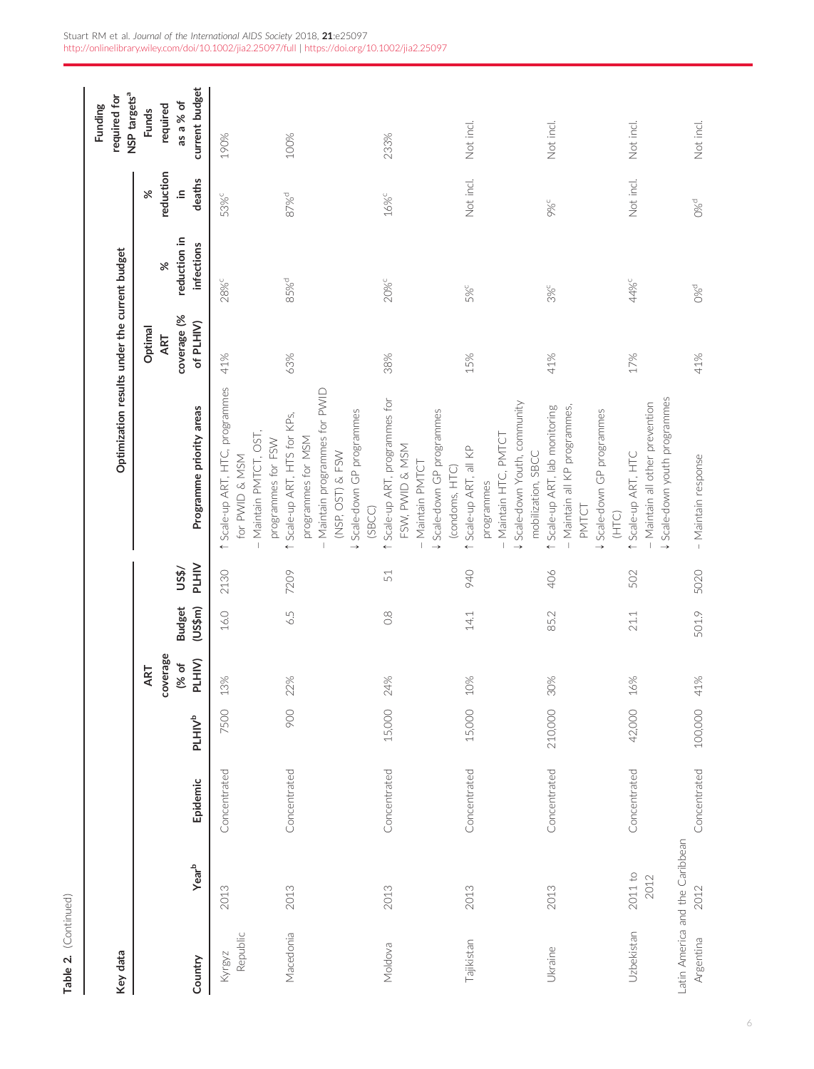**Table 2.** (Continued)

| Key data | | | | | | | Optimization results under the current budget | | | | Funding required for NSP targets[a] |
|---|---|---|---|---|---|---|---|---|---|---|---|
| Country | Year[b] | Epidemic | PLHIV[b] | ART coverage (% of PLHIV) | Budget (US$m) | US$/PLHIV | Programme priority areas | Optimal ART coverage (% of PLHIV) | % reduction in infections | % reduction in deaths | Funds required as a % of current budget |
| Kyrgyz Republic | 2013 | Concentrated | 7500 | 13% | 16.0 | 2130 | ↑ Scale-up ART, HTC, programmes for PWID & MSM<br>– Maintain PMTCT, OST, programmes for FSW | 41% | 28%[c] | 53%[c] | 190% |
| Macedonia | 2013 | Concentrated | 900 | 22% | 6.5 | 7209 | ↑ Scale-up ART, HTS for KPs, programmes for MSM<br>– Maintain programmes for PWID (NSP, OST) & FSW<br>↓ Scale-down GP programmes (SBCC) | 63% | 85%[d] | 87%[d] | 100% |
| Moldova | 2013 | Concentrated | 15,000 | 24% | 0.8 | 51 | ↑ Scale-up ART, programmes for FSW, PWID & MSM<br>– Maintain PMTCT<br>↓ Scale-down GP programmes (condoms, HTC) | 38% | 20%[c] | 16%[c] | 233% |
| Tajikistan | 2013 | Concentrated | 15,000 | 10% | 14.1 | 940 | ↑ Scale-up ART, all KP programmes<br>– Maintain HTC, PMTCT<br>↓ Scale-down Youth, community mobilization, SBCC | 15% | 5%[c] | Not incl. | Not incl. |
| Ukraine | 2013 | Concentrated | 210,000 | 30% | 85.2 | 406 | ↑ Scale-up ART, lab monitoring<br>– Maintain all KP programmes, PMTCT<br>↓ Scale-down GP programmes (HTC) | 41% | 3%[c] | 9%[c] | Not incl. |
| Uzbekistan | 2011 to 2012 | Concentrated | 42,000 | 16% | 21.1 | 502 | ↑ Scale-up ART, HTC<br>– Maintain all other prevention<br>↓ Scale-down youth programmes | 17% | 44%[c] | Not incl. | Not incl. |
| Latin America and the Caribbean | | | | | | | | | | | |
| Argentina | 2012 | Concentrated | 100,000 | 41% | 501.9 | 5020 | – Maintain response | 41% | 0%[d] | 0%[d] | Not incl. |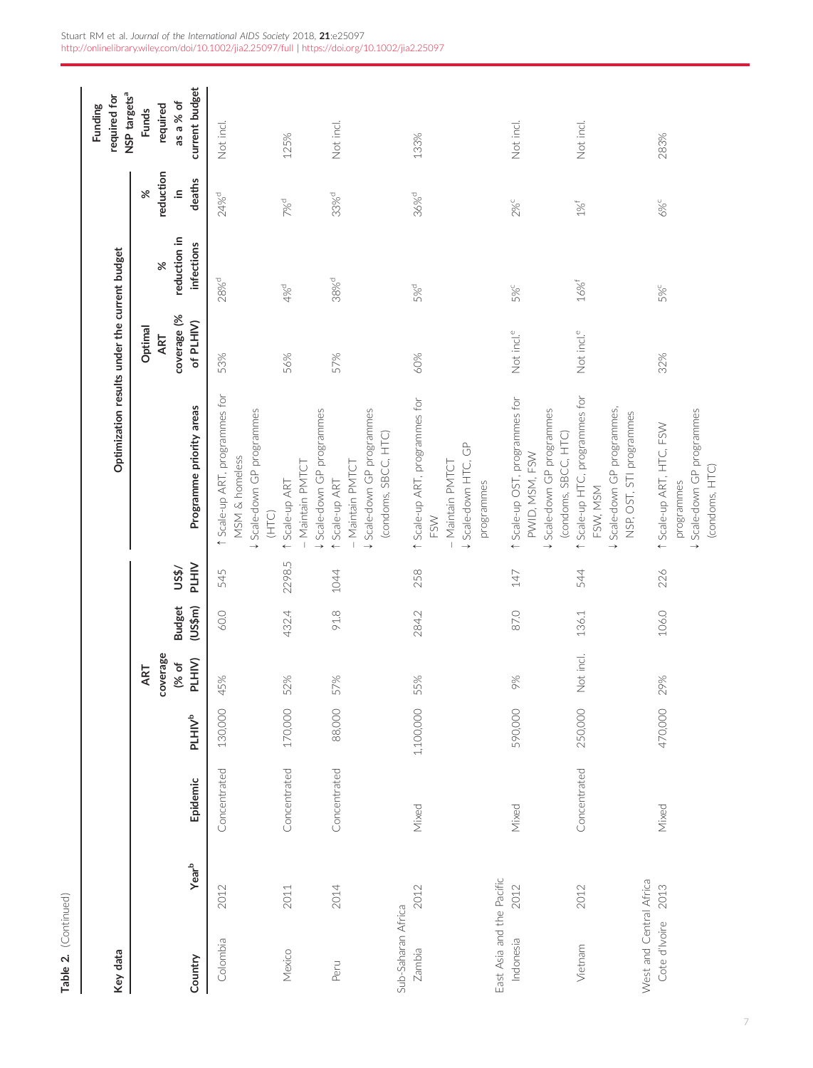Table 2. (Continued)

| Key data | | | | | | | Optimization results under the current budget | | | | Funding required for NSP targets[a] |
|---|---|---|---|---|---|---|---|---|---|---|---|
| Country | Year[b] | Epidemic | PLHIV[b] | ART coverage (% of PLHIV) | Budget (US$m) | US$/PLHIV | Programme priority areas | Optimal ART coverage (% of PLHIV) | % reduction in infections | % reduction in deaths | Funds required as a % of current budget |
| Colombia | 2012 | Concentrated | 130,000 | 45% | 60.0 | 545 | ↑ Scale-up ART, programmes for MSM & homeless<br>↓ Scale-down GP programmes (HTC) | 53% | 28%[d] | 24%[d] | Not incl. |
| Mexico | 2011 | Concentrated | 170,000 | 52% | 432.4 | 2298.5 | ↑ Scale-up ART<br>– Maintain PMTCT<br>↓ Scale-down GP programmes | 56% | 4%[d] | 7%[d] | 125% |
| Peru | 2014 | Concentrated | 88,000 | 57% | 91.8 | 1044 | ↑ Scale-up ART<br>– Maintain PMTCT<br>↓ Scale-down GP programmes (condoms, SBCC, HTC) | 57% | 38%[d] | 33%[d] | Not incl. |
| **Sub-Saharan Africa** | | | | | | | | | | | |
| Zambia | 2012 | Mixed | 1,100,000 | 55% | 284.2 | 258 | ↑ Scale-up ART, programmes for FSW<br>– Maintain PMTCT<br>↓ Scale-down HTC, GP programmes | 60% | 5%[d] | 36%[d] | 133% |
| **East Asia and the Pacific** | | | | | | | | | | | |
| Indonesia | 2012 | Mixed | 590,000 | 9% | 87.0 | 147 | ↑ Scale-up OST, programmes for PWID, MSM, FSW<br>↓ Scale-down GP programmes (condoms, SBCC, HTC) | Not incl.[e] | 5%[c] | 2%[c] | Not incl. |
| Vietnam | 2012 | Concentrated | 250,000 | Not incl. | 136.1 | 544 | ↑ Scale-up HTC, programmes for FSW, MSM<br>↓ Scale-down GP programmes, NSP, OST, STI programmes | Not incl.[e] | 16%[f] | 1%[f] | Not incl. |
| **West and Central Africa** | | | | | | | | | | | |
| Cote d'Ivoire | 2013 | Mixed | 470,000 | 29% | 106.0 | 226 | ↑ Scale-up ART, HTC, FSW programmes<br>↓ Scale-down GP programmes (condoms, HTC) | 32% | 5%[c] | 6%[c] | 283% |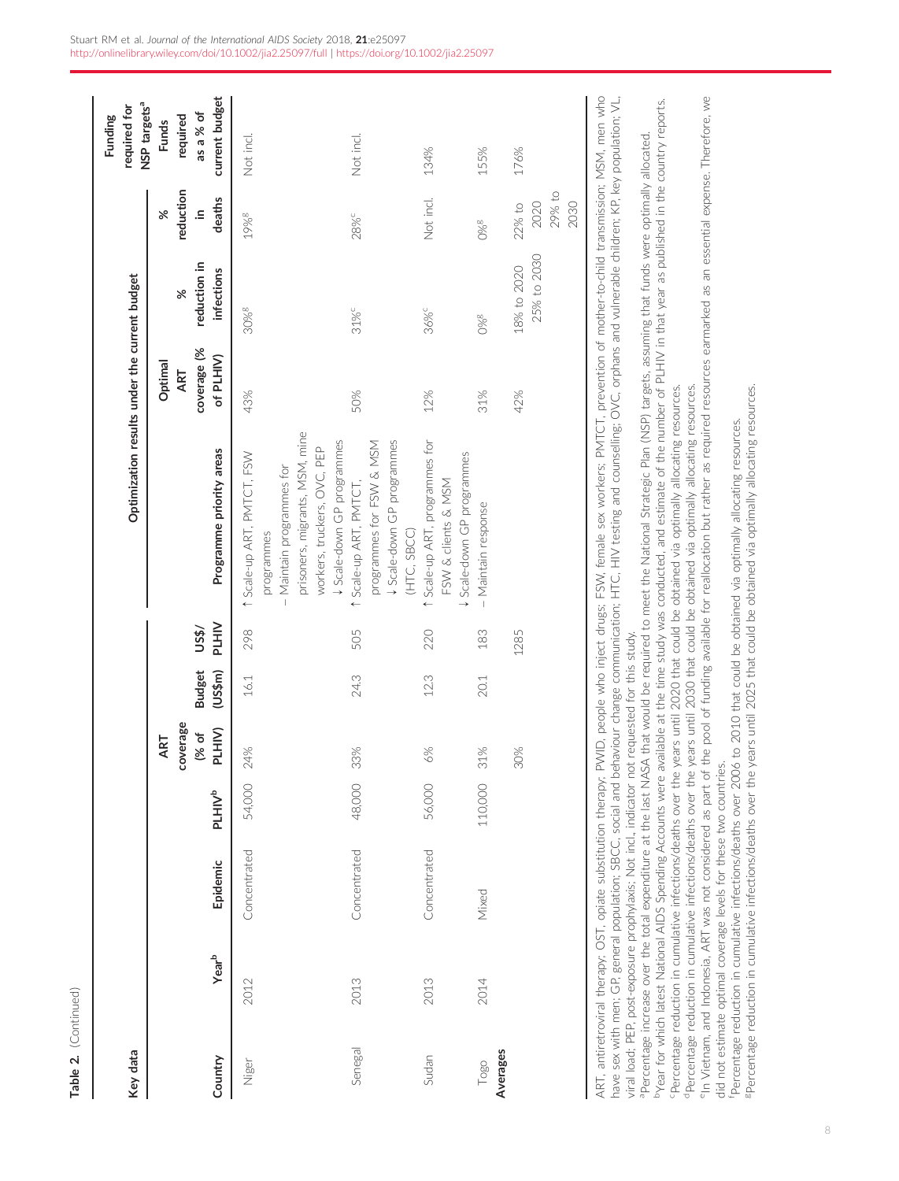**Table 2.** (Continued)

| Key data | | | | | | | Optimization results under the current budget | | | | Funding required for NSP targets[a] |
|---|---|---|---|---|---|---|---|---|---|---|---|
| Country | Year[b] | Epidemic | PLHIV[b] | ART coverage (% of PLHIV) | Budget (US$m) | US$/PLHIV | Programme priority areas | Optimal ART coverage (% of PLHIV) | % reduction in infections | % reduction in deaths | Funds required as a % of current budget |
| Niger | 2012 | Concentrated | 54,000 | 24% | 16.1 | 298 | ↑ Scale-up ART, PMTCT, FSW programmes<br>– Maintain programmes for prisoners, migrants, MSM, mine workers, truckers, OVC, PEP<br>↓ Scale-down GP programmes | 43% | 30%[g] | 19%[g] | Not incl. |
| Senegal | 2013 | Concentrated | 48,000 | 33% | 24.3 | 505 | ↑ Scale-up ART, PMTCT, programmes for FSW & MSM<br>↓ Scale-down GP programmes (HTC, SBCC) | 50% | 31%[c] | 28%[c] | Not incl. |
| Sudan | 2013 | Concentrated | 56,000 | 6% | 12.3 | 220 | ↑ Scale-up ART, programmes for FSW & clients & MSM<br>↓ Scale-down GP programmes | 12% | 36%[c] | Not incl. | 134% |
| Togo | 2014 | Mixed | 110,000 | 31% | 20.1 | 183 | – Maintain response | 31% | 0%[g] | 0%[g] | 155% |
| Averages | | | | 30% | | 1285 | | 42% | 18% to 2020<br>25% to 2030 | 22% to 2020<br>29% to 2030 | 176% |

ART, antiretroviral therapy; OST, opiate substitution therapy; PWID, people who inject drugs; FSW, female sex workers; PMTCT, prevention of mother-to-child transmission; MSM, men who have sex with men; GP, general population; SBCC, social and behaviour change communication; HTC, HIV testing and counselling; OVC, orphans and vulnerable children; KP, key population; VL, viral load; PEP, post-exposure prophylaxis; Not incl., indicator not requested for this study.

[a]Percentage increase over the total expenditure at the last NASA that would be required to meet the National Strategic Plan (NSP) targets, assuming that funds were optimally allocated.

[b]Year for which latest National AIDS Spending Accounts were available at the time study was conducted, and estimate of the number of PLHIV in that year as published in the country reports.

[c]Percentage reduction in cumulative infections/deaths over the years until 2020 that could be obtained via optimally allocating resources.

[d]Percentage reduction in cumulative infections/deaths over the years until 2030 that could be obtained via optimally allocating resources.

[e]In Vietnam, and Indonesia, ART was not considered as part of the pool of funding available for reallocation but rather as required resources earmarked as an essential expense. Therefore, we did not estimate optimal coverage levels for these two countries.

[f]Percentage reduction in cumulative infections/deaths over 2006 to 2010 that could be obtained via optimally allocating resources.

[g]Percentage reduction in cumulative infections/deaths over the years until 2025 that could be obtained via optimally allocating resources.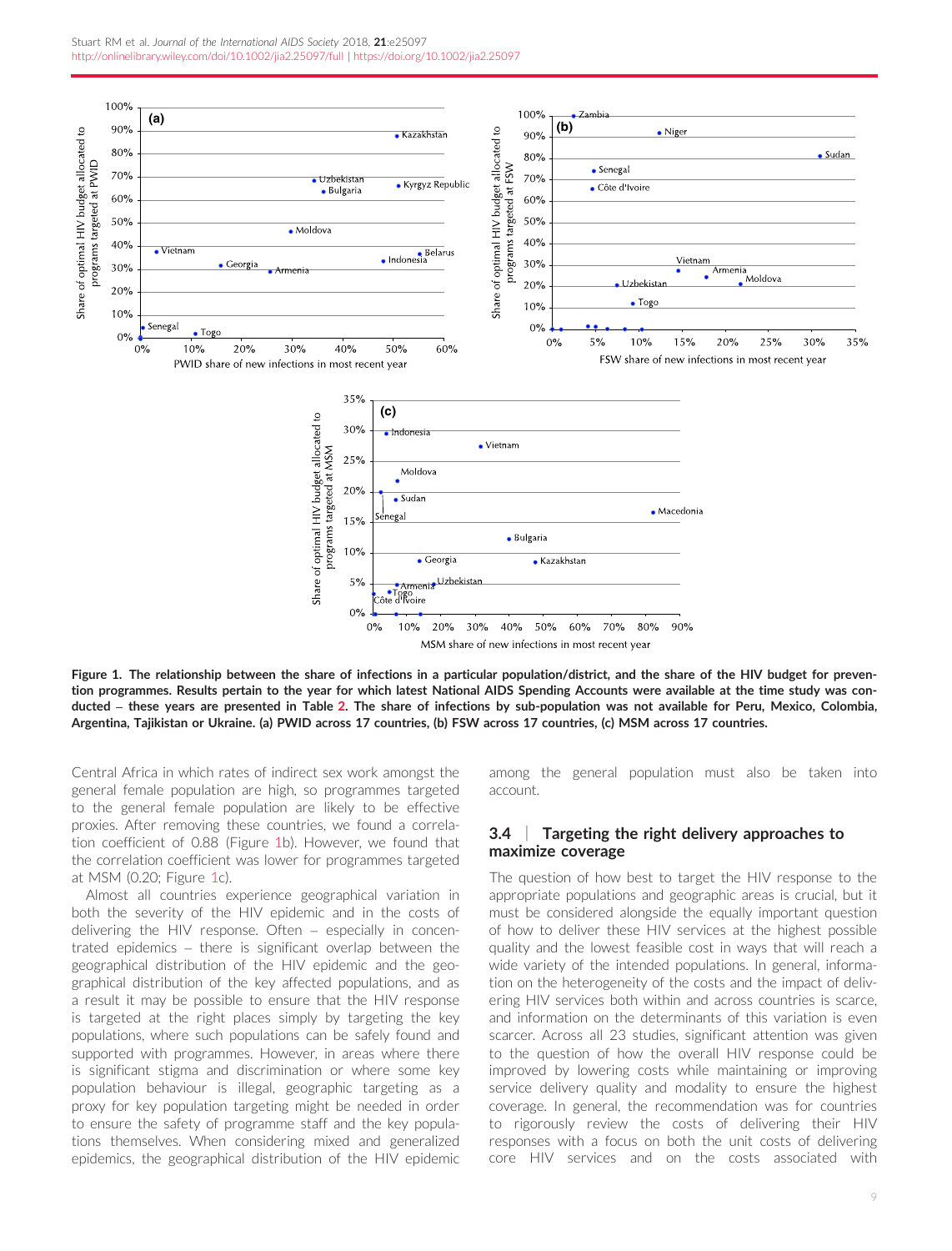**Figure 1. The relationship between the share of infections in a particular population/district, and the share of the HIV budget for prevention programmes. Results pertain to the year for which latest National AIDS Spending Accounts were available at the time study was conducted – these years are presented in Table 2. The share of infections by sub-population was not available for Peru, Mexico, Colombia, Argentina, Tajikistan or Ukraine. (a) PWID across 17 countries, (b) FSW across 17 countries, (c) MSM across 17 countries.**

Central Africa in which rates of indirect sex work amongst the general female population are high, so programmes targeted to the general female population are likely to be effective proxies. After removing these countries, we found a correlation coefficient of 0.88 (Figure 1b). However, we found that the correlation coefficient was lower for programmes targeted at MSM (0.20; Figure 1c).

Almost all countries experience geographical variation in both the severity of the HIV epidemic and in the costs of delivering the HIV response. Often – especially in concentrated epidemics – there is significant overlap between the geographical distribution of the HIV epidemic and the geographical distribution of the key affected populations, and as a result it may be possible to ensure that the HIV response is targeted at the right places simply by targeting the key populations, where such populations can be safely found and supported with programmes. However, in areas where there is significant stigma and discrimination or where some key population behaviour is illegal, geographic targeting as a proxy for key population targeting might be needed in order to ensure the safety of programme staff and the key populations themselves. When considering mixed and generalized epidemics, the geographical distribution of the HIV epidemic among the general population must also be taken into account.

### 3.4 | Targeting the right delivery approaches to maximize coverage

The question of how best to target the HIV response to the appropriate populations and geographic areas is crucial, but it must be considered alongside the equally important question of how to deliver these HIV services at the highest possible quality and the lowest feasible cost in ways that will reach a wide variety of the intended populations. In general, information on the heterogeneity of the costs and the impact of delivering HIV services both within and across countries is scarce, and information on the determinants of this variation is even scarcer. Across all 23 studies, significant attention was given to the question of how the overall HIV response could be improved by lowering costs while maintaining or improving service delivery quality and modality to ensure the highest coverage. In general, the recommendation was for countries to rigorously review the costs of delivering their HIV responses with a focus on both the unit costs of delivering core HIV services and on the costs associated with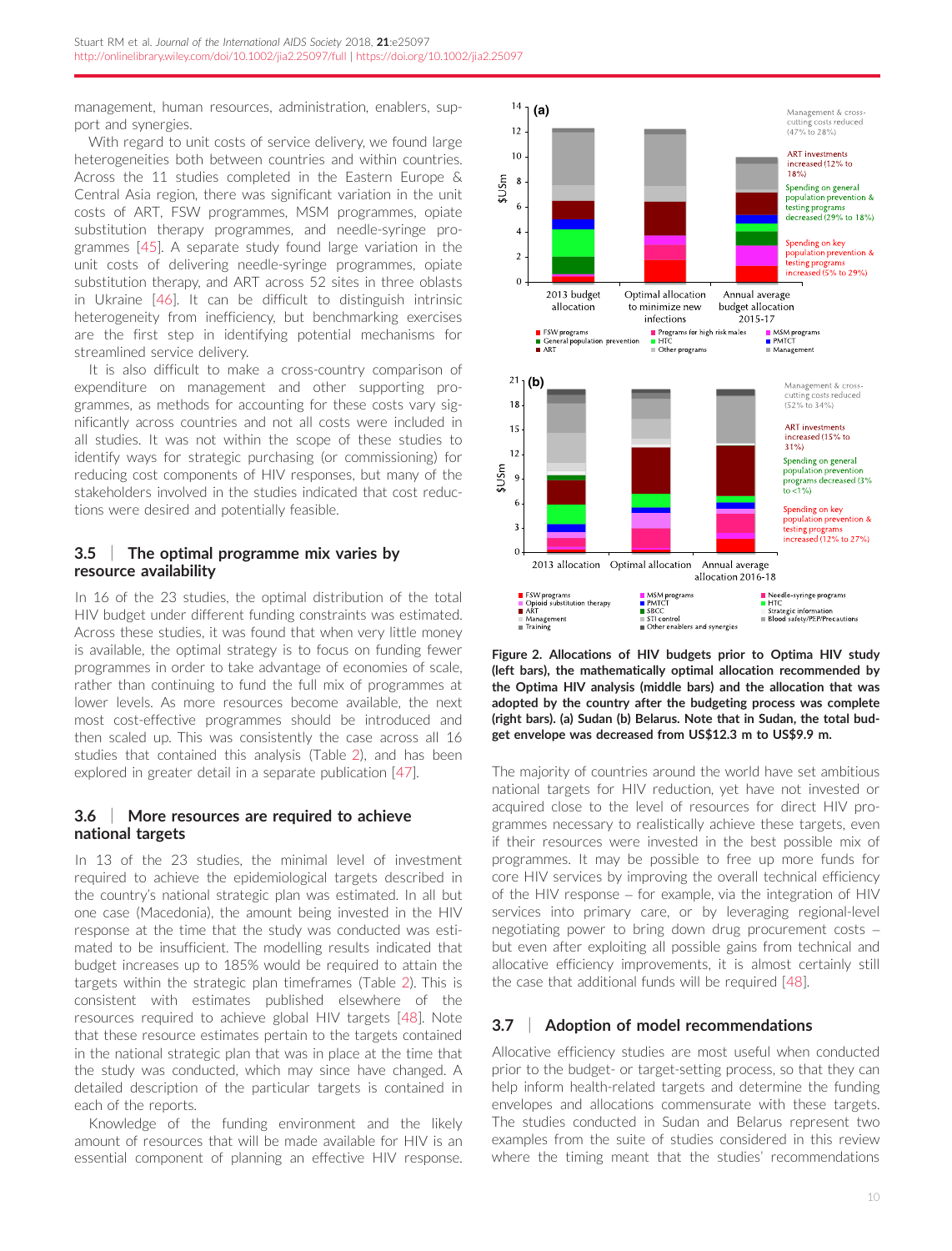management, human resources, administration, enablers, support and synergies.

With regard to unit costs of service delivery, we found large heterogeneities both between countries and within countries. Across the 11 studies completed in the Eastern Europe & Central Asia region, there was significant variation in the unit costs of ART, FSW programmes, MSM programmes, opiate substitution therapy programmes, and needle-syringe programmes [45]. A separate study found large variation in the unit costs of delivering needle-syringe programmes, opiate substitution therapy, and ART across 52 sites in three oblasts in Ukraine [46]. It can be difficult to distinguish intrinsic heterogeneity from inefficiency, but benchmarking exercises are the first step in identifying potential mechanisms for streamlined service delivery.

It is also difficult to make a cross-country comparison of expenditure on management and other supporting programmes, as methods for accounting for these costs vary significantly across countries and not all costs were included in all studies. It was not within the scope of these studies to identify ways for strategic purchasing (or commissioning) for reducing cost components of HIV responses, but many of the stakeholders involved in the studies indicated that cost reductions were desired and potentially feasible.

### 3.5 | The optimal programme mix varies by resource availability

In 16 of the 23 studies, the optimal distribution of the total HIV budget under different funding constraints was estimated. Across these studies, it was found that when very little money is available, the optimal strategy is to focus on funding fewer programmes in order to take advantage of economies of scale, rather than continuing to fund the full mix of programmes at lower levels. As more resources become available, the next most cost-effective programmes should be introduced and then scaled up. This was consistently the case across all 16 studies that contained this analysis (Table 2), and has been explored in greater detail in a separate publication [47].

### 3.6 | More resources are required to achieve national targets

In 13 of the 23 studies, the minimal level of investment required to achieve the epidemiological targets described in the country's national strategic plan was estimated. In all but one case (Macedonia), the amount being invested in the HIV response at the time that the study was conducted was estimated to be insufficient. The modelling results indicated that budget increases up to 185% would be required to attain the targets within the strategic plan timeframes (Table 2). This is consistent with estimates published elsewhere of the resources required to achieve global HIV targets [48]. Note that these resource estimates pertain to the targets contained in the national strategic plan that was in place at the time that the study was conducted, which may since have changed. A detailed description of the particular targets is contained in each of the reports.

Knowledge of the funding environment and the likely amount of resources that will be made available for HIV is an essential component of planning an effective HIV response.

**Figure 2. Allocations of HIV budgets prior to Optima HIV study (left bars), the mathematically optimal allocation recommended by the Optima HIV analysis (middle bars) and the allocation that was adopted by the country after the budgeting process was complete (right bars). (a) Sudan (b) Belarus. Note that in Sudan, the total budget envelope was decreased from US$12.3 m to US$9.9 m.**

The majority of countries around the world have set ambitious national targets for HIV reduction, yet have not invested or acquired close to the level of resources for direct HIV programmes necessary to realistically achieve these targets, even if their resources were invested in the best possible mix of programmes. It may be possible to free up more funds for core HIV services by improving the overall technical efficiency of the HIV response – for example, via the integration of HIV services into primary care, or by leveraging regional-level negotiating power to bring down drug procurement costs – but even after exploiting all possible gains from technical and allocative efficiency improvements, it is almost certainly still the case that additional funds will be required [48].

### 3.7 | Adoption of model recommendations

Allocative efficiency studies are most useful when conducted prior to the budget- or target-setting process, so that they can help inform health-related targets and determine the funding envelopes and allocations commensurate with these targets. The studies conducted in Sudan and Belarus represent two examples from the suite of studies considered in this review where the timing meant that the studies' recommendations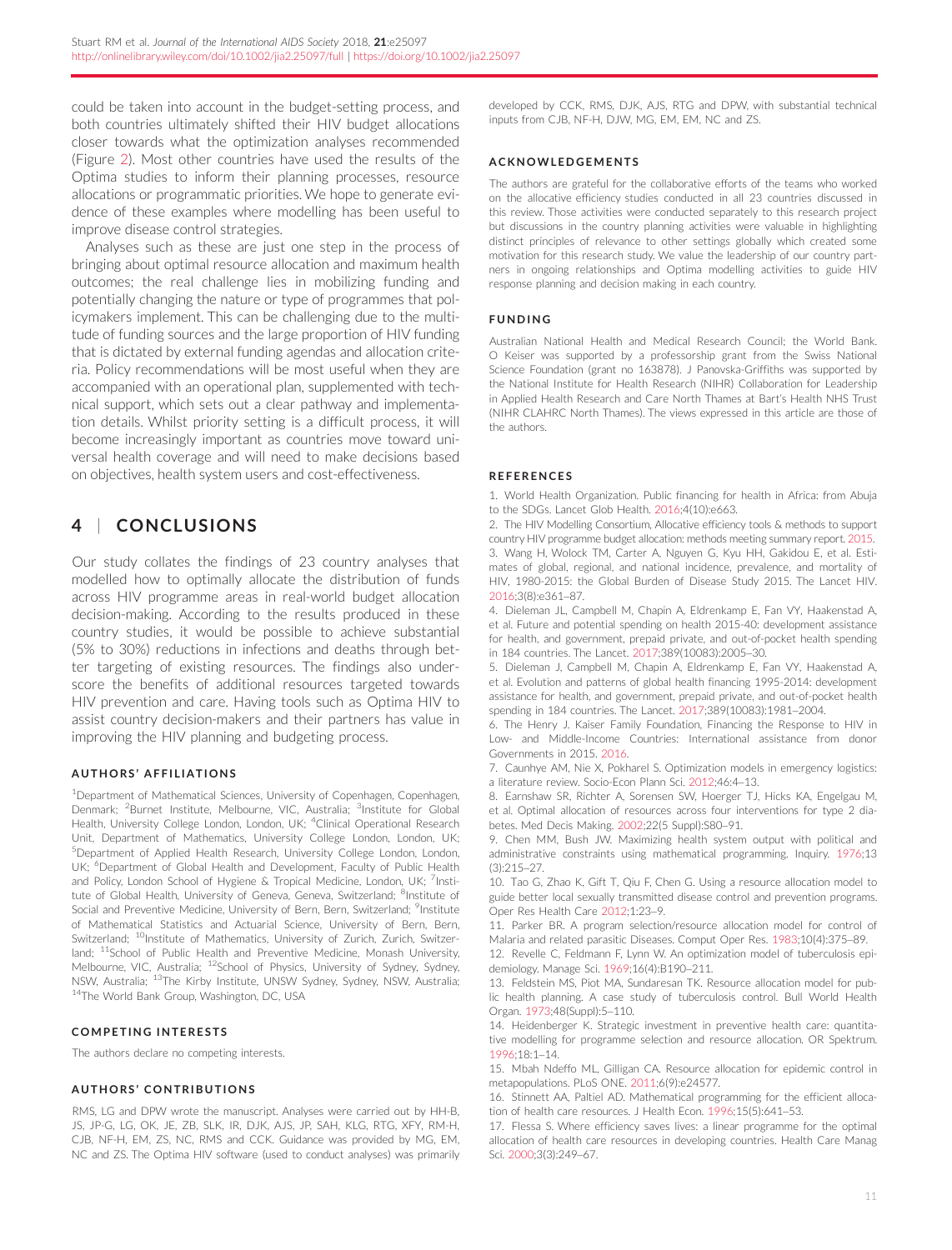could be taken into account in the budget-setting process, and both countries ultimately shifted their HIV budget allocations closer towards what the optimization analyses recommended (Figure 2). Most other countries have used the results of the Optima studies to inform their planning processes, resource allocations or programmatic priorities. We hope to generate evidence of these examples where modelling has been useful to improve disease control strategies.

Analyses such as these are just one step in the process of bringing about optimal resource allocation and maximum health outcomes; the real challenge lies in mobilizing funding and potentially changing the nature or type of programmes that policymakers implement. This can be challenging due to the multitude of funding sources and the large proportion of HIV funding that is dictated by external funding agendas and allocation criteria. Policy recommendations will be most useful when they are accompanied with an operational plan, supplemented with technical support, which sets out a clear pathway and implementation details. Whilst priority setting is a difficult process, it will become increasingly important as countries move toward universal health coverage and will need to make decisions based on objectives, health system users and cost-effectiveness.

## 4 | CONCLUSIONS

Our study collates the findings of 23 country analyses that modelled how to optimally allocate the distribution of funds across HIV programme areas in real-world budget allocation decision-making. According to the results produced in these country studies, it would be possible to achieve substantial (5% to 30%) reductions in infections and deaths through better targeting of existing resources. The findings also underscore the benefits of additional resources targeted towards HIV prevention and care. Having tools such as Optima HIV to assist country decision-makers and their partners has value in improving the HIV planning and budgeting process.

### AUTHORS' AFFILIATIONS

[1]Department of Mathematical Sciences, University of Copenhagen, Copenhagen, Denmark; [2]Burnet Institute, Melbourne, VIC, Australia; [3]Institute for Global Health, University College London, London, UK; [4]Clinical Operational Research Unit, Department of Mathematics, University College London, London, UK; [5]Department of Applied Health Research, University College London, London, UK; [6]Department of Global Health and Development, Faculty of Public Health and Policy, London School of Hygiene & Tropical Medicine, London, UK; [7]Institute of Global Health, University of Geneva, Geneva, Switzerland; [8]Institute of Social and Preventive Medicine, University of Bern, Bern, Switzerland; [9]Institute of Mathematical Statistics and Actuarial Science, University of Bern, Bern, Switzerland; [10]Institute of Mathematics, University of Zurich, Zurich, Switzerland; [11]School of Public Health and Preventive Medicine, Monash University, Melbourne, VIC, Australia; [12]School of Physics, University of Sydney, Sydney, NSW, Australia; [13]The Kirby Institute, UNSW Sydney, Sydney, NSW, Australia; [14]The World Bank Group, Washington, DC, USA

### COMPETING INTERESTS

The authors declare no competing interests.

### AUTHORS' CONTRIBUTIONS

RMS, LG and DPW wrote the manuscript. Analyses were carried out by HH-B, JS, JP-G, LG, OK, JE, ZB, SLK, IR, DJK, AJS, JP, SAH, KLG, RTG, XFY, RM-H, CJB, NF-H, EM, ZS, NC, RMS and CCK. Guidance was provided by MG, EM, NC and ZS. The Optima HIV software (used to conduct analyses) was primarily developed by CCK, RMS, DJK, AJS, RTG and DPW, with substantial technical inputs from CJB, NF-H, DJW, MG, EM, EM, NC and ZS.

### ACKNOWLEDGEMENTS

The authors are grateful for the collaborative efforts of the teams who worked on the allocative efficiency studies conducted in all 23 countries discussed in this review. Those activities were conducted separately to this research project but discussions in the country planning activities were valuable in highlighting distinct principles of relevance to other settings globally which created some motivation for this research study. We value the leadership of our country partners in ongoing relationships and Optima modelling activities to guide HIV response planning and decision making in each country.

### FUNDING

Australian National Health and Medical Research Council; the World Bank. O Keiser was supported by a professorship grant from the Swiss National Science Foundation (grant no 163878). J Panovska-Griffiths was supported by the National Institute for Health Research (NIHR) Collaboration for Leadership in Applied Health Research and Care North Thames at Bart's Health NHS Trust (NIHR CLAHRC North Thames). The views expressed in this article are those of the authors.

### REFERENCES

1. World Health Organization. Public financing for health in Africa: from Abuja to the SDGs. Lancet Glob Health. 2016;4(10):e663.
2. The HIV Modelling Consortium, Allocative efficiency tools & methods to support country HIV programme budget allocation: methods meeting summary report. 2015.
3. Wang H, Wolock TM, Carter A, Nguyen G, Kyu HH, Gakidou E, et al. Estimates of global, regional, and national incidence, prevalence, and mortality of HIV, 1980-2015: the Global Burden of Disease Study 2015. The Lancet HIV. 2016;3(8):e361–87.
4. Dieleman JL, Campbell M, Chapin A, Eldrenkamp E, Fan VY, Haakenstad A, et al. Future and potential spending on health 2015-40: development assistance for health, and government, prepaid private, and out-of-pocket health spending in 184 countries. The Lancet. 2017;389(10083):2005–30.
5. Dieleman J, Campbell M, Chapin A, Eldrenkamp E, Fan VY, Haakenstad A, et al. Evolution and patterns of global health financing 1995-2014: development assistance for health, and government, prepaid private, and out-of-pocket health spending in 184 countries. The Lancet. 2017;389(10083):1981–2004.
6. The Henry J. Kaiser Family Foundation, Financing the Response to HIV in Low- and Middle-Income Countries: International assistance from donor Governments in 2015. 2016.
7. Caunhye AM, Nie X, Pokharel S. Optimization models in emergency logistics: a literature review. Socio-Econ Plann Sci. 2012;46:4–13.
8. Earnshaw SR, Richter A, Sorensen SW, Hoerger TJ, Hicks KA, Engelgau M, et al. Optimal allocation of resources across four interventions for type 2 diabetes. Med Decis Making. 2002;22(5 Suppl):S80–91.
9. Chen MM, Bush JW. Maximizing health system output with political and administrative constraints using mathematical programming. Inquiry. 1976;13(3):215–27.
10. Tao G, Zhao K, Gift T, Qiu F, Chen G. Using a resource allocation model to guide better local sexually transmitted disease control and prevention programs. Oper Res Health Care 2012;1:23–9.
11. Parker BR. A program selection/resource allocation model for control of Malaria and related parasitic Diseases. Comput Oper Res. 1983;10(4):375–89.
12. Revelle C, Feldmann F, Lynn W. An optimization model of tuberculosis epidemiology. Manage Sci. 1969;16(4):B190–211.
13. Feldstein MS, Piot MA, Sundaresan TK. Resource allocation model for public health planning. A case study of tuberculosis control. Bull World Health Organ. 1973;48(Suppl):5–110.
14. Heidenberger K. Strategic investment in preventive health care: quantitative modelling for programme selection and resource allocation. OR Spektrum. 1996;18:1–14.
15. Mbah Ndeffo ML, Gilligan CA. Resource allocation for epidemic control in metapopulations. PLoS ONE. 2011;6(9):e24577.
16. Stinnett AA, Paltiel AD. Mathematical programming for the efficient allocation of health care resources. J Health Econ. 1996;15(5):641–53.
17. Flessa S. Where efficiency saves lives: a linear programme for the optimal allocation of health care resources in developing countries. Health Care Manag Sci. 2000;3(3):249–67.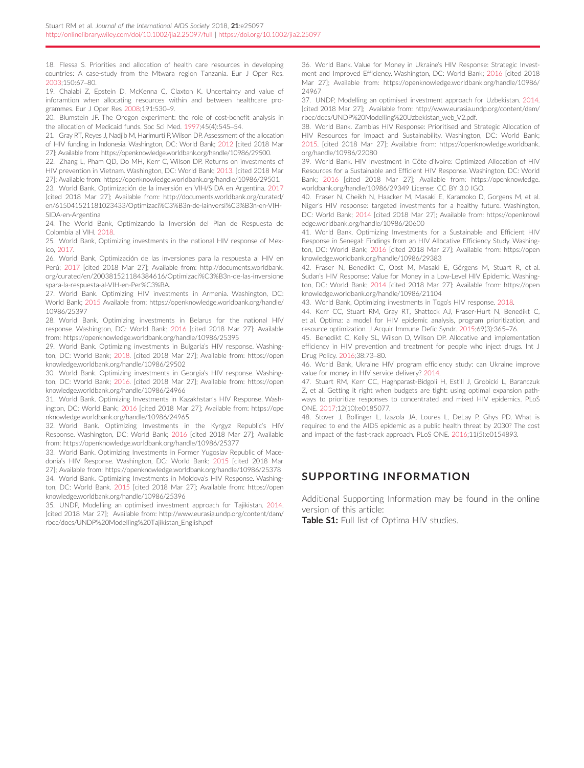18. Flessa S. Priorities and allocation of health care resources in developing countries: A case-study from the Mtwara region Tanzania. Eur J Oper Res. 2003;150:67–80.

19. Chalabi Z, Epstein D, McKenna C, Claxton K. Uncertainty and value of inforamtion when allocating resources within and between healthcare programmes. Eur J Oper Res 2008;191:530–9.

20. Blumstein JF. The Oregon experiment: the role of cost-benefit analysis in the allocation of Medicaid funds. Soc Sci Med. 1997;45(4):545–54.

21. Gray RT, Reyes J, Nadjib M, Harimurti P, Wilson DP. Assessment of the allocation of HIV funding in Indonesia. Washington, DC: World Bank; 2012 [cited 2018 Mar 27]; Available from: https://openknowledge.worldbank.org/handle/10986/29500.

22. Zhang L, Pham QD, Do MH, Kerr C, Wilson DP. Returns on investments of HIV prevention in Vietnam. Washington, DC: World Bank; 2013. [cited 2018 Mar 27]; Available from: https://openknowledge.worldbank.org/handle/10986/29501.

23. World Bank, Optimización de la inversión en VIH/SIDA en Argentina. 2017 [cited 2018 Mar 27]; Available from: http://documents.worldbank.org/curated/en/615041521181023433/Optimizaci%C3%B3n-de-lainversi%C3%B3n-en-VIH-SIDA-en-Argentina

24. The World Bank, Optimizando la Inversión del Plan de Respuesta de Colombia al VIH. 2018.

25. World Bank, Optimizing investments in the national HIV response of Mexico, 2017.

26. World Bank, Optimización de las inversiones para la respuesta al VIH en Perú; 2017 [cited 2018 Mar 27]; Available from: http://documents.worldbank.org/curated/en/200381521184384616/Optimizaci%C3%B3n-de-las-inversionespara-la-respuesta-al-VIH-en-Per%C3%BA.

27. World Bank. Optimizing HIV investments in Armenia. Washington, DC: World Bank; 2015 Available from: https://openknowledge.worldbank.org/handle/10986/25397

28. World Bank. Optimizing investments in Belarus for the national HIV response. Washington, DC: World Bank; 2016 [cited 2018 Mar 27]; Available from: https://openknowledge.worldbank.org/handle/10986/25395

29. World Bank. Optimizing investments in Bulgaria's HIV response. Washington, DC: World Bank; 2018. [cited 2018 Mar 27]; Available from: https://openknowledge.worldbank.org/handle/10986/29502

30. World Bank. Optimizing investments in Georgia's HIV response. Washington, DC: World Bank; 2016. [cited 2018 Mar 27]; Available from: https://openknowledge.worldbank.org/handle/10986/24966

31. World Bank. Optimizing Investments in Kazakhstan's HIV Response. Washington, DC: World Bank; 2016 [cited 2018 Mar 27]; Available from: https://openknowledge.worldbank.org/handle/10986/24965

32. World Bank. Optimizing Investments in the Kyrgyz Republic's HIV Response. Washington, DC: World Bank; 2016 [cited 2018 Mar 27]; Available from: https://openknowledge.worldbank.org/handle/10986/25377

33. World Bank. Optimizing Investments in Former Yugoslav Republic of Macedonia's HIV Response. Washington, DC: World Bank; 2015 [cited 2018 Mar 27]; Available from: https://openknowledge.worldbank.org/handle/10986/25378

34. World Bank. Optimizing Investments in Moldova's HIV Response. Washington, DC: World Bank. 2015 [cited 2018 Mar 27]; Available from: https://openknowledge.worldbank.org/handle/10986/25396

35. UNDP, Modelling an optimised investment approach for Tajikistan. 2014. [cited 2018 Mar 27]; Available from: http://www.eurasia.undp.org/content/dam/rbec/docs/UNDP%20Modelling%20Tajikistan_English.pdf

36. World Bank. Value for Money in Ukraine's HIV Response: Strategic Investment and Improved Efficiency. Washington, DC: World Bank; 2016 [cited 2018 Mar 27]; Available from: https://openknowledge.worldbank.org/handle/10986/24967

37. UNDP, Modelling an optimised investment approach for Uzbekistan. 2014. [cited 2018 Mar 27]; Available from: http://www.eurasia.undp.org/content/dam/rbec/docs/UNDP%20Modelling%20Uzbekistan_web_V2.pdf.

38. World Bank. Zambias HIV Response: Prioritised and Strategic Allocation of HIV Resources for Impact and Sustainability. Washington, DC: World Bank; 2015. [cited 2018 Mar 27]; Available from: https://openknowledge.worldbank.org/handle/10986/22080

39. World Bank. HIV Investment in Côte d'Ivoire: Optimized Allocation of HIV Resources for a Sustainable and Efficient HIV Response. Washington, DC: World Bank; 2016 [cited 2018 Mar 27]; Available from: https://openknowledge.worldbank.org/handle/10986/29349 License: CC BY 3.0 IGO.

40. Fraser N, Cheikh N, Haacker M, Masaki E, Karamoko D, Gorgens M, et al. Niger's HIV response: targeted investments for a healthy future. Washington, DC: World Bank; 2014 [cited 2018 Mar 27]; Available from: https://openknowledge.worldbank.org/handle/10986/20600

41. World Bank. Optimizing Investments for a Sustainable and Efficient HIV Response in Senegal: Findings from an HIV Allocative Efficiency Study. Washington, DC: World Bank; 2016 [cited 2018 Mar 27]; Available from: https://openknowledge.worldbank.org/handle/10986/29383

42. Fraser N, Benedikt C, Obst M, Masaki E, Görgens M, Stuart R, et al. Sudan's HIV Response: Value for Money in a Low-Level HIV Epidemic. Washington, DC: World Bank; 2014 [cited 2018 Mar 27]; Available from: https://openknowledge.worldbank.org/handle/10986/21104

43. World Bank, Optimizing investments in Togo's HIV response. 2018.

44. Kerr CC, Stuart RM, Gray RT, Shattock AJ, Fraser-Hurt N, Benedikt C, et al. Optima: a model for HIV epidemic analysis, program prioritization, and resource optimization. J Acquir Immune Defic Syndr. 2015;69(3):365–76.

45. Benedikt C, Kelly SL, Wilson D, Wilson DP. Allocative and implementation efficiency in HIV prevention and treatment for people who inject drugs. Int J Drug Policy. 2016;38:73–80.

46. World Bank, Ukraine HIV program efficiency study: can Ukraine improve value for money in HIV service delivery? 2014.

47. Stuart RM, Kerr CC, Haghparast-Bidgoli H, Estill J, Grobicki L, Baranczuk Z, et al. Getting it right when budgets are tight: using optimal expansion pathways to prioritize responses to concentrated and mixed HIV epidemics. PLoS ONE. 2017;12(10):e0185077.

48. Stover J, Bollinger L, Izazola JA, Loures L, DeLay P, Ghys PD. What is required to end the AIDS epidemic as a public health threat by 2030? The cost and impact of the fast-track approach. PLoS ONE. 2016;11(5):e0154893.

## SUPPORTING INFORMATION

Additional Supporting Information may be found in the online version of this article:

**Table S1:** Full list of Optima HIV studies.